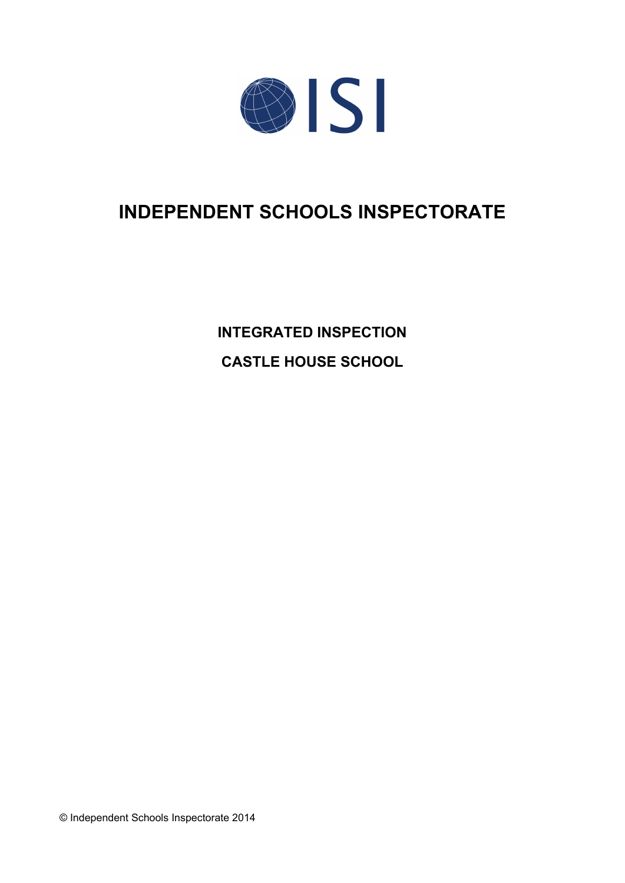ISI

# INDEPENDENT SCHOOLS INSPECTORATE

## INTEGRATED INSPECTION

## CASTLE HOUSE SCHOOL

© Independent Schools Inspectorate 2014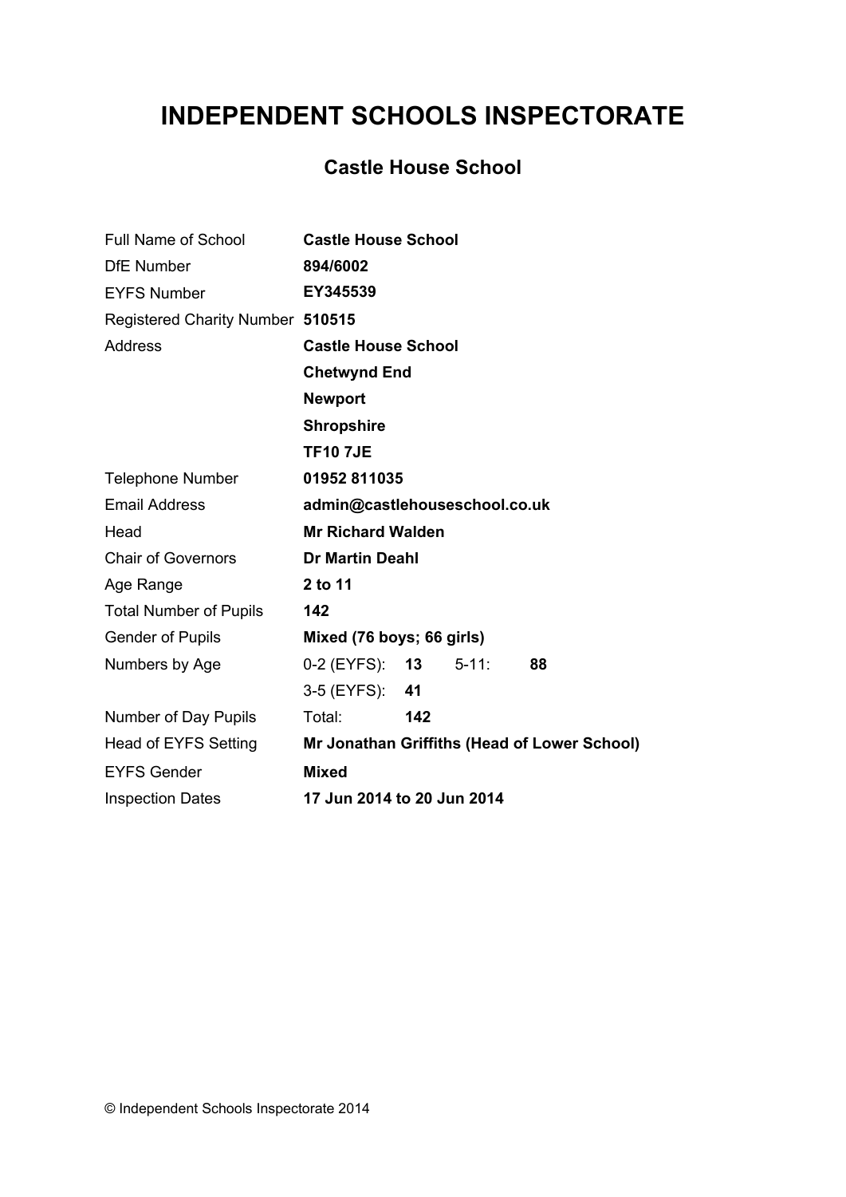# INDEPENDENT SCHOOLS INSPECTORATE

## Castle House School

| | | | | |
|---|---|---|---|---|
| Full Name of School | **Castle House School** | | | |
| DfE Number | **894/6002** | | | |
| EYFS Number | **EY345539** | | | |
| Registered Charity Number | **510515** | | | |
| Address | **Castle House School** | | | |
| | **Chetwynd End** | | | |
| | **Newport** | | | |
| | **Shropshire** | | | |
| | **TF10 7JE** | | | |
| Telephone Number | **01952 811035** | | | |
| Email Address | **admin@castlehouseschool.co.uk** | | | |
| Head | **Mr Richard Walden** | | | |
| Chair of Governors | **Dr Martin Deahl** | | | |
| Age Range | **2 to 11** | | | |
| Total Number of Pupils | **142** | | | |
| Gender of Pupils | **Mixed (76 boys; 66 girls)** | | | |
| Numbers by Age | 0-2 (EYFS): | **13** | 5-11: | **88** |
| | 3-5 (EYFS): | **41** | | |
| Number of Day Pupils | Total: | **142** | | |
| Head of EYFS Setting | **Mr Jonathan Griffiths (Head of Lower School)** | | | |
| EYFS Gender | **Mixed** | | | |
| Inspection Dates | **17 Jun 2014 to 20 Jun 2014** | | | |

© Independent Schools Inspectorate 2014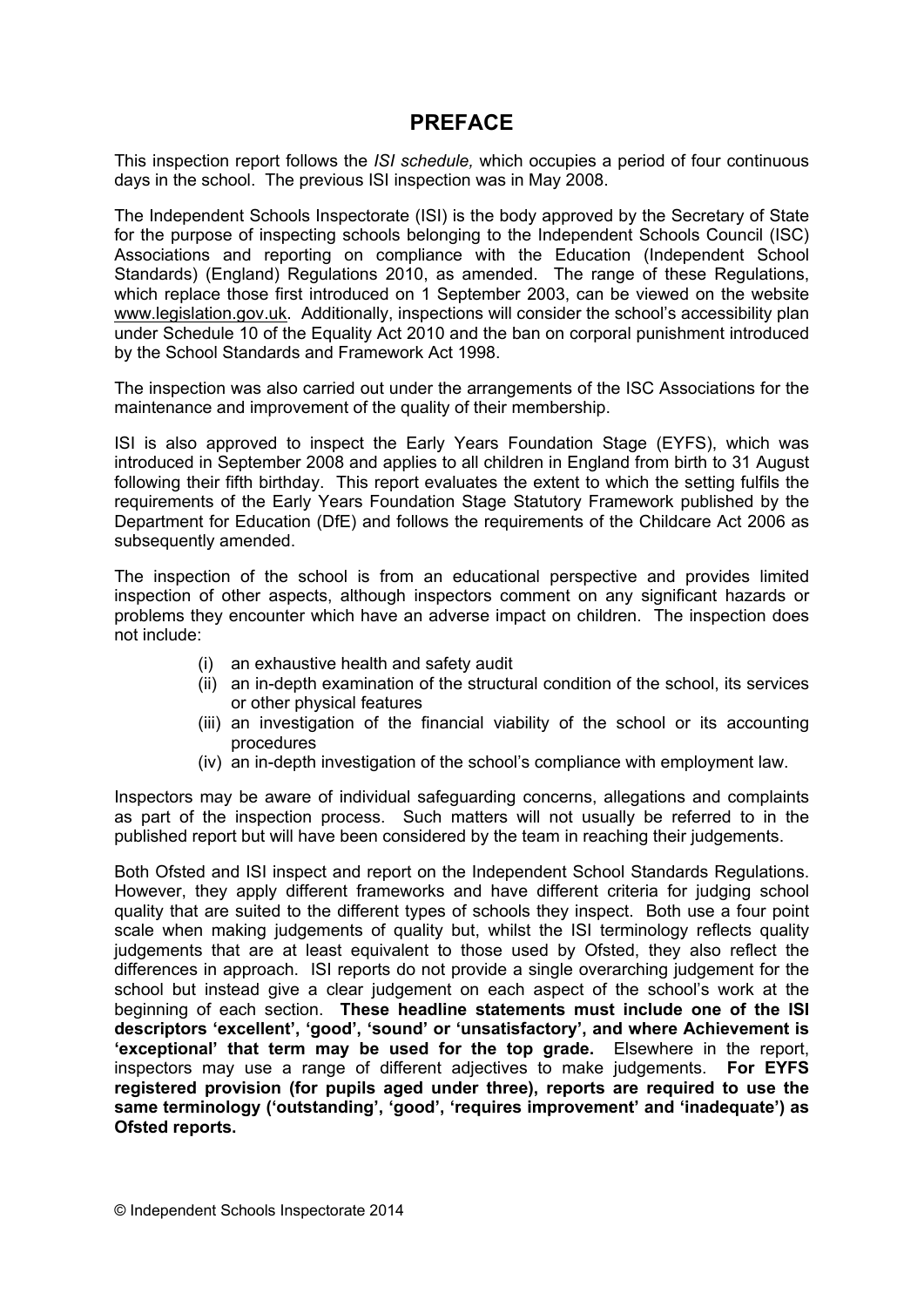# PREFACE

This inspection report follows the *ISI schedule,* which occupies a period of four continuous days in the school. The previous ISI inspection was in May 2008.

The Independent Schools Inspectorate (ISI) is the body approved by the Secretary of State for the purpose of inspecting schools belonging to the Independent Schools Council (ISC) Associations and reporting on compliance with the Education (Independent School Standards) (England) Regulations 2010, as amended. The range of these Regulations, which replace those first introduced on 1 September 2003, can be viewed on the website www.legislation.gov.uk. Additionally, inspections will consider the school's accessibility plan under Schedule 10 of the Equality Act 2010 and the ban on corporal punishment introduced by the School Standards and Framework Act 1998.

The inspection was also carried out under the arrangements of the ISC Associations for the maintenance and improvement of the quality of their membership.

ISI is also approved to inspect the Early Years Foundation Stage (EYFS), which was introduced in September 2008 and applies to all children in England from birth to 31 August following their fifth birthday. This report evaluates the extent to which the setting fulfils the requirements of the Early Years Foundation Stage Statutory Framework published by the Department for Education (DfE) and follows the requirements of the Childcare Act 2006 as subsequently amended.

The inspection of the school is from an educational perspective and provides limited inspection of other aspects, although inspectors comment on any significant hazards or problems they encounter which have an adverse impact on children. The inspection does not include:

(i) an exhaustive health and safety audit
(ii) an in-depth examination of the structural condition of the school, its services or other physical features
(iii) an investigation of the financial viability of the school or its accounting procedures
(iv) an in-depth investigation of the school's compliance with employment law.

Inspectors may be aware of individual safeguarding concerns, allegations and complaints as part of the inspection process. Such matters will not usually be referred to in the published report but will have been considered by the team in reaching their judgements.

Both Ofsted and ISI inspect and report on the Independent School Standards Regulations. However, they apply different frameworks and have different criteria for judging school quality that are suited to the different types of schools they inspect. Both use a four point scale when making judgements of quality but, whilst the ISI terminology reflects quality judgements that are at least equivalent to those used by Ofsted, they also reflect the differences in approach. ISI reports do not provide a single overarching judgement for the school but instead give a clear judgement on each aspect of the school's work at the beginning of each section. **These headline statements must include one of the ISI descriptors 'excellent', 'good', 'sound' or 'unsatisfactory', and where Achievement is 'exceptional' that term may be used for the top grade.** Elsewhere in the report, inspectors may use a range of different adjectives to make judgements. **For EYFS registered provision (for pupils aged under three), reports are required to use the same terminology ('outstanding', 'good', 'requires improvement' and 'inadequate') as Ofsted reports.**

© Independent Schools Inspectorate 2014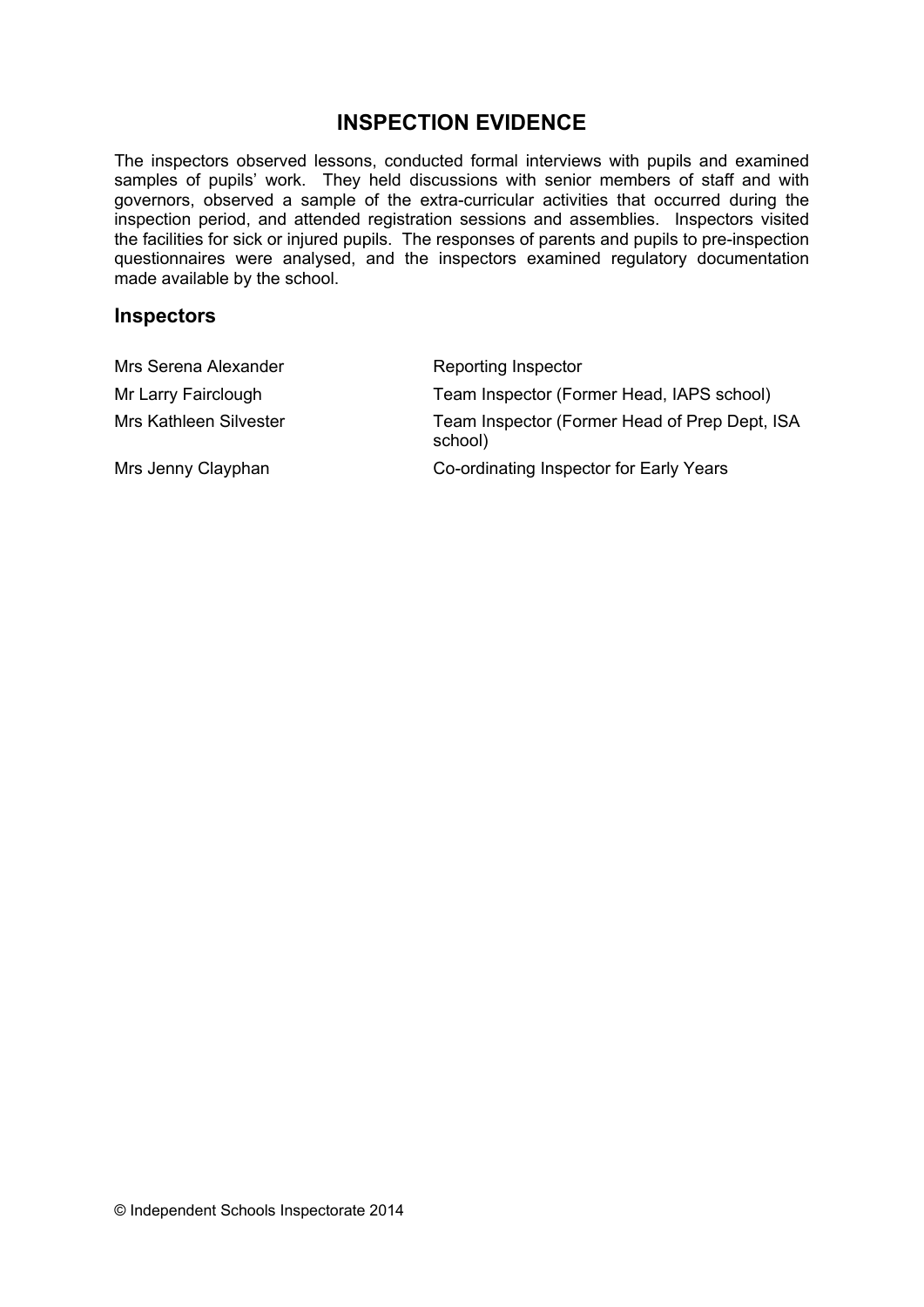# INSPECTION EVIDENCE

The inspectors observed lessons, conducted formal interviews with pupils and examined samples of pupils' work. They held discussions with senior members of staff and with governors, observed a sample of the extra-curricular activities that occurred during the inspection period, and attended registration sessions and assemblies. Inspectors visited the facilities for sick or injured pupils. The responses of parents and pupils to pre-inspection questionnaires were analysed, and the inspectors examined regulatory documentation made available by the school.

## Inspectors

| | |
|---|---|
| Mrs Serena Alexander | Reporting Inspector |
| Mr Larry Fairclough | Team Inspector (Former Head, IAPS school) |
| Mrs Kathleen Silvester | Team Inspector (Former Head of Prep Dept, ISA school) |
| Mrs Jenny Clayphan | Co-ordinating Inspector for Early Years |

© Independent Schools Inspectorate 2014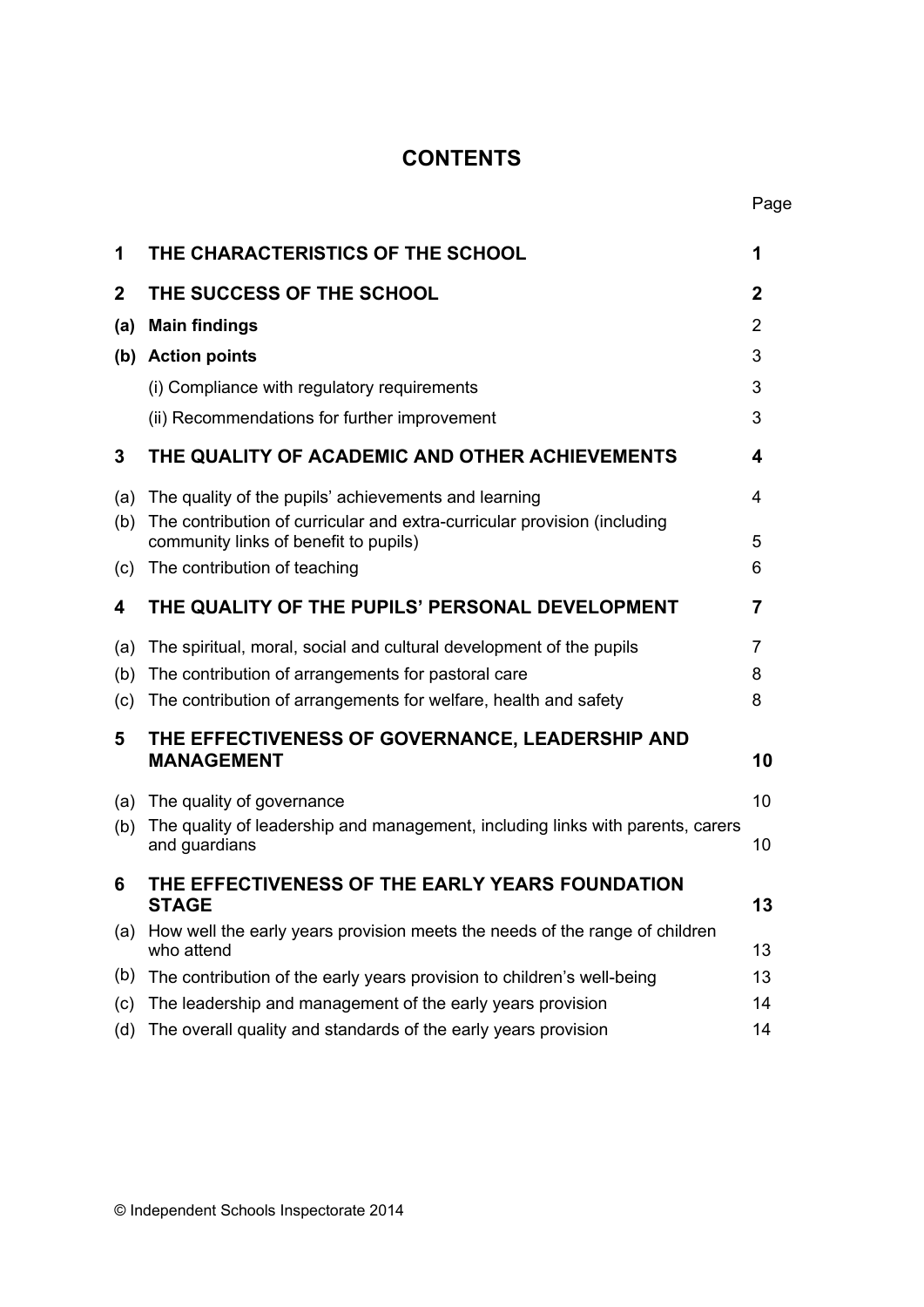# CONTENTS

| | | Page |
|---|---|---|
| **1** | **THE CHARACTERISTICS OF THE SCHOOL** | **1** |
| **2** | **THE SUCCESS OF THE SCHOOL** | **2** |
| **(a)** | **Main findings** | 2 |
| **(b)** | **Action points** | 3 |
| | (i) Compliance with regulatory requirements | 3 |
| | (ii) Recommendations for further improvement | 3 |
| **3** | **THE QUALITY OF ACADEMIC AND OTHER ACHIEVEMENTS** | **4** |
| (a) | The quality of the pupils' achievements and learning | 4 |
| (b) | The contribution of curricular and extra-curricular provision (including community links of benefit to pupils) | 5 |
| (c) | The contribution of teaching | 6 |
| **4** | **THE QUALITY OF THE PUPILS' PERSONAL DEVELOPMENT** | **7** |
| (a) | The spiritual, moral, social and cultural development of the pupils | 7 |
| (b) | The contribution of arrangements for pastoral care | 8 |
| (c) | The contribution of arrangements for welfare, health and safety | 8 |
| **5** | **THE EFFECTIVENESS OF GOVERNANCE, LEADERSHIP AND MANAGEMENT** | **10** |
| (a) | The quality of governance | 10 |
| (b) | The quality of leadership and management, including links with parents, carers and guardians | 10 |
| **6** | **THE EFFECTIVENESS OF THE EARLY YEARS FOUNDATION STAGE** | **13** |
| (a) | How well the early years provision meets the needs of the range of children who attend | 13 |
| (b) | The contribution of the early years provision to children's well-being | 13 |
| (c) | The leadership and management of the early years provision | 14 |
| (d) | The overall quality and standards of the early years provision | 14 |

© Independent Schools Inspectorate 2014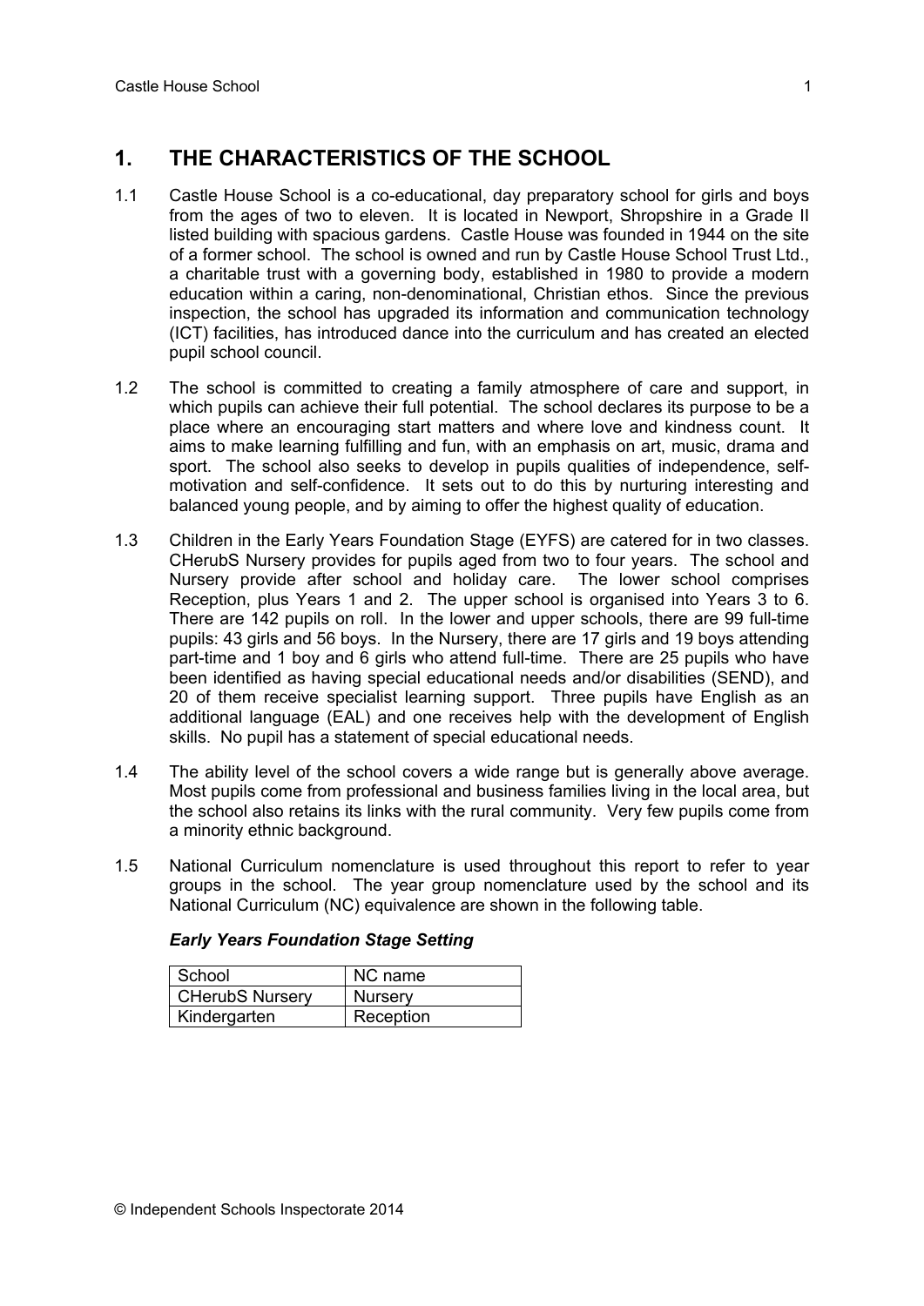## 1. THE CHARACTERISTICS OF THE SCHOOL

1.1 Castle House School is a co-educational, day preparatory school for girls and boys from the ages of two to eleven. It is located in Newport, Shropshire in a Grade II listed building with spacious gardens. Castle House was founded in 1944 on the site of a former school. The school is owned and run by Castle House School Trust Ltd., a charitable trust with a governing body, established in 1980 to provide a modern education within a caring, non-denominational, Christian ethos. Since the previous inspection, the school has upgraded its information and communication technology (ICT) facilities, has introduced dance into the curriculum and has created an elected pupil school council.

1.2 The school is committed to creating a family atmosphere of care and support, in which pupils can achieve their full potential. The school declares its purpose to be a place where an encouraging start matters and where love and kindness count. It aims to make learning fulfilling and fun, with an emphasis on art, music, drama and sport. The school also seeks to develop in pupils qualities of independence, self-motivation and self-confidence. It sets out to do this by nurturing interesting and balanced young people, and by aiming to offer the highest quality of education.

1.3 Children in the Early Years Foundation Stage (EYFS) are catered for in two classes. CHerubS Nursery provides for pupils aged from two to four years. The school and Nursery provide after school and holiday care. The lower school comprises Reception, plus Years 1 and 2. The upper school is organised into Years 3 to 6. There are 142 pupils on roll. In the lower and upper schools, there are 99 full-time pupils: 43 girls and 56 boys. In the Nursery, there are 17 girls and 19 boys attending part-time and 1 boy and 6 girls who attend full-time. There are 25 pupils who have been identified as having special educational needs and/or disabilities (SEND), and 20 of them receive specialist learning support. Three pupils have English as an additional language (EAL) and one receives help with the development of English skills. No pupil has a statement of special educational needs.

1.4 The ability level of the school covers a wide range but is generally above average. Most pupils come from professional and business families living in the local area, but the school also retains its links with the rural community. Very few pupils come from a minority ethnic background.

1.5 National Curriculum nomenclature is used throughout this report to refer to year groups in the school. The year group nomenclature used by the school and its National Curriculum (NC) equivalence are shown in the following table.

***Early Years Foundation Stage Setting***

| School | NC name |
|---|---|
| CHerubS Nursery | Nursery |
| Kindergarten | Reception |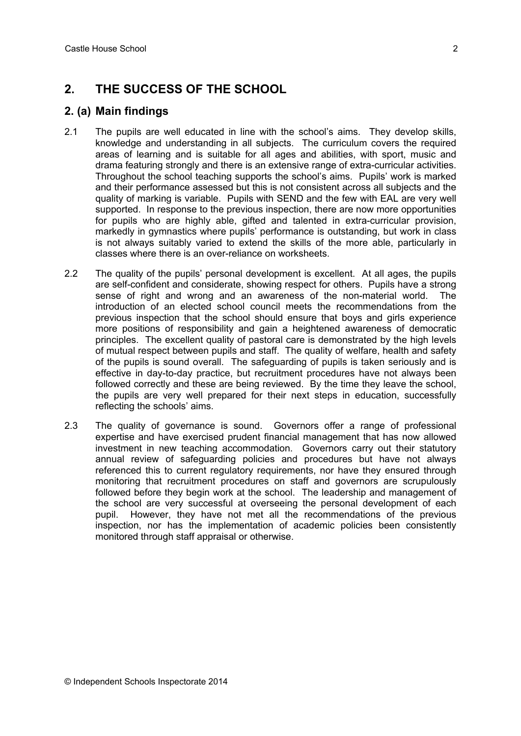## 2. THE SUCCESS OF THE SCHOOL

### 2. (a) Main findings

2.1 The pupils are well educated in line with the school's aims. They develop skills, knowledge and understanding in all subjects. The curriculum covers the required areas of learning and is suitable for all ages and abilities, with sport, music and drama featuring strongly and there is an extensive range of extra-curricular activities. Throughout the school teaching supports the school's aims. Pupils' work is marked and their performance assessed but this is not consistent across all subjects and the quality of marking is variable. Pupils with SEND and the few with EAL are very well supported. In response to the previous inspection, there are now more opportunities for pupils who are highly able, gifted and talented in extra-curricular provision, markedly in gymnastics where pupils' performance is outstanding, but work in class is not always suitably varied to extend the skills of the more able, particularly in classes where there is an over-reliance on worksheets.

2.2 The quality of the pupils' personal development is excellent. At all ages, the pupils are self-confident and considerate, showing respect for others. Pupils have a strong sense of right and wrong and an awareness of the non-material world. The introduction of an elected school council meets the recommendations from the previous inspection that the school should ensure that boys and girls experience more positions of responsibility and gain a heightened awareness of democratic principles. The excellent quality of pastoral care is demonstrated by the high levels of mutual respect between pupils and staff. The quality of welfare, health and safety of the pupils is sound overall. The safeguarding of pupils is taken seriously and is effective in day-to-day practice, but recruitment procedures have not always been followed correctly and these are being reviewed. By the time they leave the school, the pupils are very well prepared for their next steps in education, successfully reflecting the schools' aims.

2.3 The quality of governance is sound. Governors offer a range of professional expertise and have exercised prudent financial management that has now allowed investment in new teaching accommodation. Governors carry out their statutory annual review of safeguarding policies and procedures but have not always referenced this to current regulatory requirements, nor have they ensured through monitoring that recruitment procedures on staff and governors are scrupulously followed before they begin work at the school. The leadership and management of the school are very successful at overseeing the personal development of each pupil. However, they have not met all the recommendations of the previous inspection, nor has the implementation of academic policies been consistently monitored through staff appraisal or otherwise.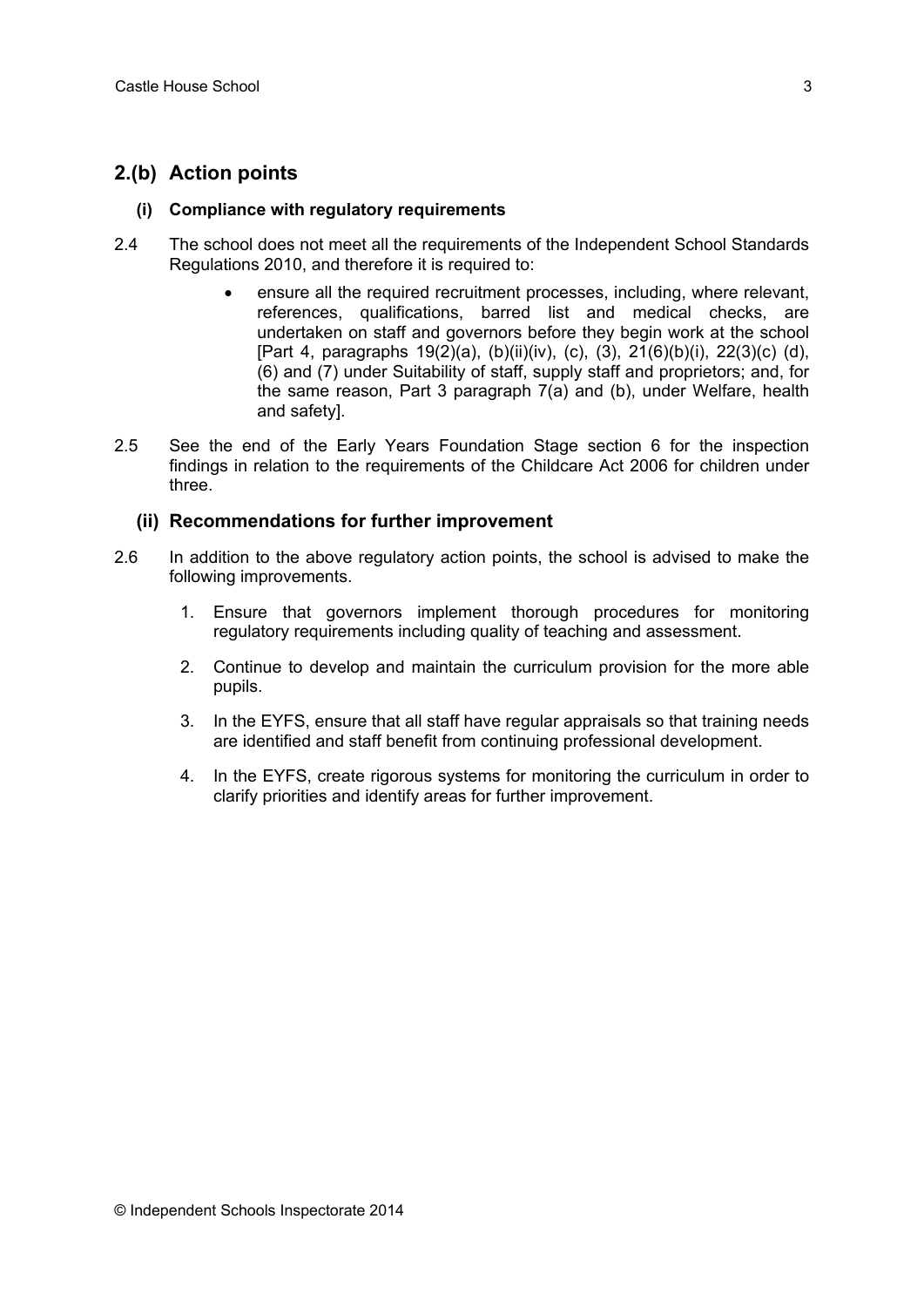## 2.(b) Action points

### (i) Compliance with regulatory requirements

2.4 The school does not meet all the requirements of the Independent School Standards Regulations 2010, and therefore it is required to:

- ensure all the required recruitment processes, including, where relevant, references, qualifications, barred list and medical checks, are undertaken on staff and governors before they begin work at the school [Part 4, paragraphs 19(2)(a), (b)(ii)(iv), (c), (3), 21(6)(b)(i), 22(3)(c) (d), (6) and (7) under Suitability of staff, supply staff and proprietors; and, for the same reason, Part 3 paragraph 7(a) and (b), under Welfare, health and safety].

2.5 See the end of the Early Years Foundation Stage section 6 for the inspection findings in relation to the requirements of the Childcare Act 2006 for children under three.

### (ii) Recommendations for further improvement

2.6 In addition to the above regulatory action points, the school is advised to make the following improvements.

1. Ensure that governors implement thorough procedures for monitoring regulatory requirements including quality of teaching and assessment.
2. Continue to develop and maintain the curriculum provision for the more able pupils.
3. In the EYFS, ensure that all staff have regular appraisals so that training needs are identified and staff benefit from continuing professional development.
4. In the EYFS, create rigorous systems for monitoring the curriculum in order to clarify priorities and identify areas for further improvement.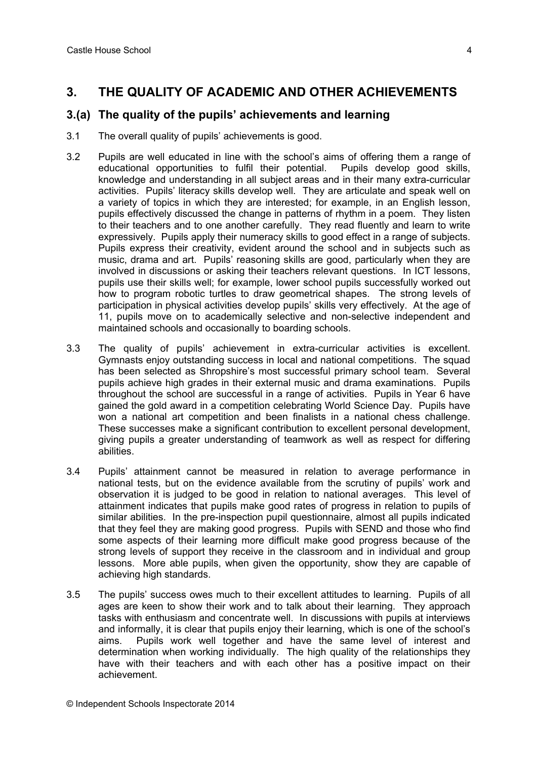# 3. THE QUALITY OF ACADEMIC AND OTHER ACHIEVEMENTS

## 3.(a) The quality of the pupils' achievements and learning

3.1 The overall quality of pupils' achievements is good.

3.2 Pupils are well educated in line with the school's aims of offering them a range of educational opportunities to fulfil their potential. Pupils develop good skills, knowledge and understanding in all subject areas and in their many extra-curricular activities. Pupils' literacy skills develop well. They are articulate and speak well on a variety of topics in which they are interested; for example, in an English lesson, pupils effectively discussed the change in patterns of rhythm in a poem. They listen to their teachers and to one another carefully. They read fluently and learn to write expressively. Pupils apply their numeracy skills to good effect in a range of subjects. Pupils express their creativity, evident around the school and in subjects such as music, drama and art. Pupils' reasoning skills are good, particularly when they are involved in discussions or asking their teachers relevant questions. In ICT lessons, pupils use their skills well; for example, lower school pupils successfully worked out how to program robotic turtles to draw geometrical shapes. The strong levels of participation in physical activities develop pupils' skills very effectively. At the age of 11, pupils move on to academically selective and non-selective independent and maintained schools and occasionally to boarding schools.

3.3 The quality of pupils' achievement in extra-curricular activities is excellent. Gymnasts enjoy outstanding success in local and national competitions. The squad has been selected as Shropshire's most successful primary school team. Several pupils achieve high grades in their external music and drama examinations. Pupils throughout the school are successful in a range of activities. Pupils in Year 6 have gained the gold award in a competition celebrating World Science Day. Pupils have won a national art competition and been finalists in a national chess challenge. These successes make a significant contribution to excellent personal development, giving pupils a greater understanding of teamwork as well as respect for differing abilities.

3.4 Pupils' attainment cannot be measured in relation to average performance in national tests, but on the evidence available from the scrutiny of pupils' work and observation it is judged to be good in relation to national averages. This level of attainment indicates that pupils make good rates of progress in relation to pupils of similar abilities. In the pre-inspection pupil questionnaire, almost all pupils indicated that they feel they are making good progress. Pupils with SEND and those who find some aspects of their learning more difficult make good progress because of the strong levels of support they receive in the classroom and in individual and group lessons. More able pupils, when given the opportunity, show they are capable of achieving high standards.

3.5 The pupils' success owes much to their excellent attitudes to learning. Pupils of all ages are keen to show their work and to talk about their learning. They approach tasks with enthusiasm and concentrate well. In discussions with pupils at interviews and informally, it is clear that pupils enjoy their learning, which is one of the school's aims. Pupils work well together and have the same level of interest and determination when working individually. The high quality of the relationships they have with their teachers and with each other has a positive impact on their achievement.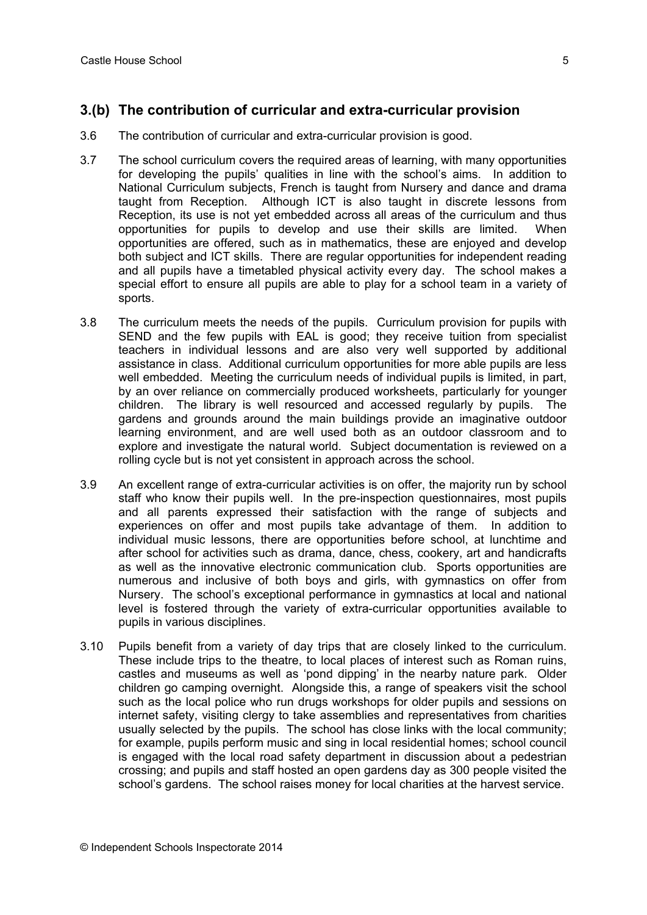## 3.(b) The contribution of curricular and extra-curricular provision

3.6 The contribution of curricular and extra-curricular provision is good.

3.7 The school curriculum covers the required areas of learning, with many opportunities for developing the pupils' qualities in line with the school's aims. In addition to National Curriculum subjects, French is taught from Nursery and dance and drama taught from Reception. Although ICT is also taught in discrete lessons from Reception, its use is not yet embedded across all areas of the curriculum and thus opportunities for pupils to develop and use their skills are limited. When opportunities are offered, such as in mathematics, these are enjoyed and develop both subject and ICT skills. There are regular opportunities for independent reading and all pupils have a timetabled physical activity every day. The school makes a special effort to ensure all pupils are able to play for a school team in a variety of sports.

3.8 The curriculum meets the needs of the pupils. Curriculum provision for pupils with SEND and the few pupils with EAL is good; they receive tuition from specialist teachers in individual lessons and are also very well supported by additional assistance in class. Additional curriculum opportunities for more able pupils are less well embedded. Meeting the curriculum needs of individual pupils is limited, in part, by an over reliance on commercially produced worksheets, particularly for younger children. The library is well resourced and accessed regularly by pupils. The gardens and grounds around the main buildings provide an imaginative outdoor learning environment, and are well used both as an outdoor classroom and to explore and investigate the natural world. Subject documentation is reviewed on a rolling cycle but is not yet consistent in approach across the school.

3.9 An excellent range of extra-curricular activities is on offer, the majority run by school staff who know their pupils well. In the pre-inspection questionnaires, most pupils and all parents expressed their satisfaction with the range of subjects and experiences on offer and most pupils take advantage of them. In addition to individual music lessons, there are opportunities before school, at lunchtime and after school for activities such as drama, dance, chess, cookery, art and handicrafts as well as the innovative electronic communication club. Sports opportunities are numerous and inclusive of both boys and girls, with gymnastics on offer from Nursery. The school's exceptional performance in gymnastics at local and national level is fostered through the variety of extra-curricular opportunities available to pupils in various disciplines.

3.10 Pupils benefit from a variety of day trips that are closely linked to the curriculum. These include trips to the theatre, to local places of interest such as Roman ruins, castles and museums as well as 'pond dipping' in the nearby nature park. Older children go camping overnight. Alongside this, a range of speakers visit the school such as the local police who run drugs workshops for older pupils and sessions on internet safety, visiting clergy to take assemblies and representatives from charities usually selected by the pupils. The school has close links with the local community; for example, pupils perform music and sing in local residential homes; school council is engaged with the local road safety department in discussion about a pedestrian crossing; and pupils and staff hosted an open gardens day as 300 people visited the school's gardens. The school raises money for local charities at the harvest service.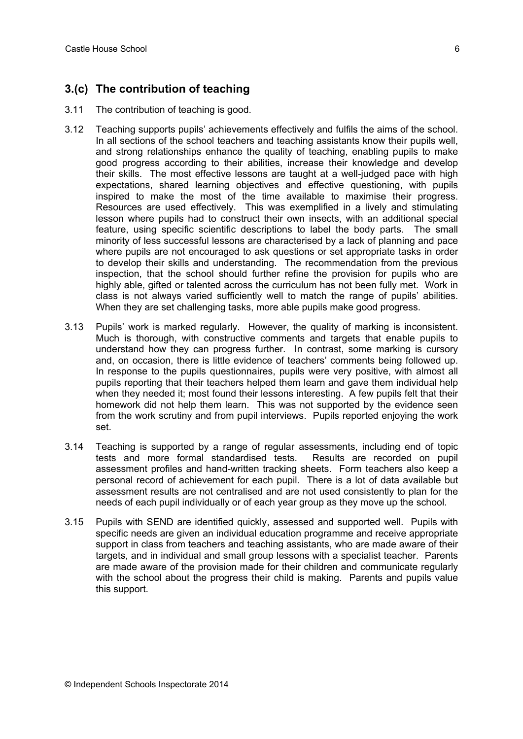## 3.(c) The contribution of teaching

3.11 The contribution of teaching is good.

3.12 Teaching supports pupils' achievements effectively and fulfils the aims of the school. In all sections of the school teachers and teaching assistants know their pupils well, and strong relationships enhance the quality of teaching, enabling pupils to make good progress according to their abilities, increase their knowledge and develop their skills. The most effective lessons are taught at a well-judged pace with high expectations, shared learning objectives and effective questioning, with pupils inspired to make the most of the time available to maximise their progress. Resources are used effectively. This was exemplified in a lively and stimulating lesson where pupils had to construct their own insects, with an additional special feature, using specific scientific descriptions to label the body parts. The small minority of less successful lessons are characterised by a lack of planning and pace where pupils are not encouraged to ask questions or set appropriate tasks in order to develop their skills and understanding. The recommendation from the previous inspection, that the school should further refine the provision for pupils who are highly able, gifted or talented across the curriculum has not been fully met. Work in class is not always varied sufficiently well to match the range of pupils' abilities. When they are set challenging tasks, more able pupils make good progress.

3.13 Pupils' work is marked regularly. However, the quality of marking is inconsistent. Much is thorough, with constructive comments and targets that enable pupils to understand how they can progress further. In contrast, some marking is cursory and, on occasion, there is little evidence of teachers' comments being followed up. In response to the pupils questionnaires, pupils were very positive, with almost all pupils reporting that their teachers helped them learn and gave them individual help when they needed it; most found their lessons interesting. A few pupils felt that their homework did not help them learn. This was not supported by the evidence seen from the work scrutiny and from pupil interviews. Pupils reported enjoying the work set.

3.14 Teaching is supported by a range of regular assessments, including end of topic tests and more formal standardised tests. Results are recorded on pupil assessment profiles and hand-written tracking sheets. Form teachers also keep a personal record of achievement for each pupil. There is a lot of data available but assessment results are not centralised and are not used consistently to plan for the needs of each pupil individually or of each year group as they move up the school.

3.15 Pupils with SEND are identified quickly, assessed and supported well. Pupils with specific needs are given an individual education programme and receive appropriate support in class from teachers and teaching assistants, who are made aware of their targets, and in individual and small group lessons with a specialist teacher. Parents are made aware of the provision made for their children and communicate regularly with the school about the progress their child is making. Parents and pupils value this support.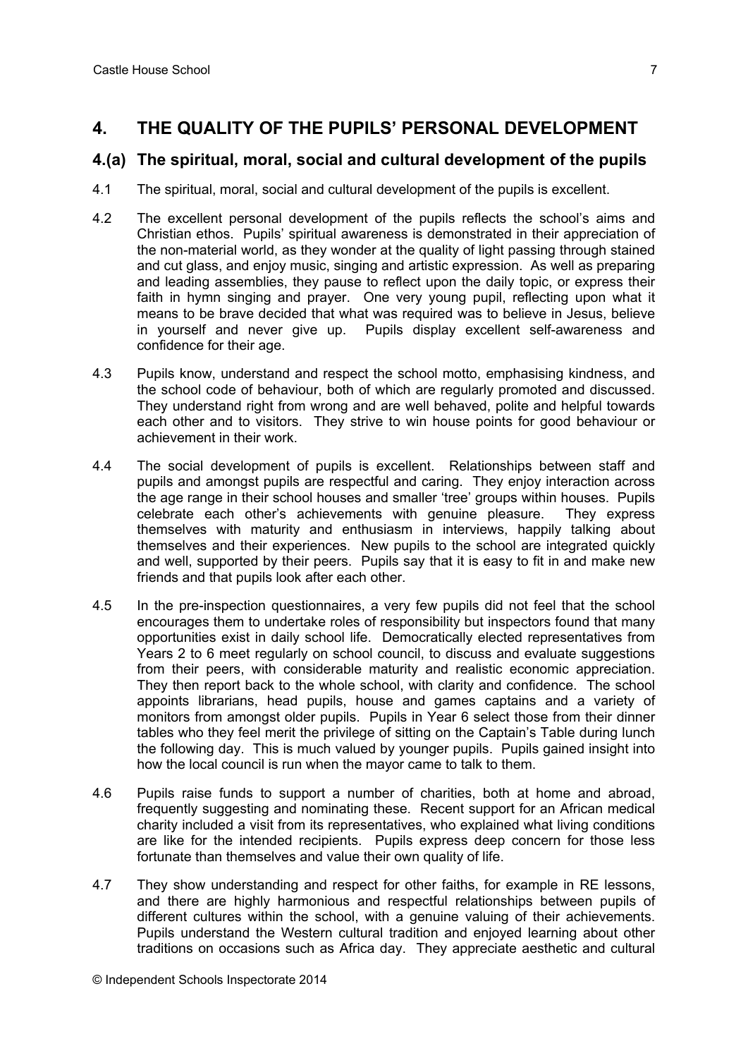## 4. THE QUALITY OF THE PUPILS' PERSONAL DEVELOPMENT

### 4.(a) The spiritual, moral, social and cultural development of the pupils

4.1 The spiritual, moral, social and cultural development of the pupils is excellent.

4.2 The excellent personal development of the pupils reflects the school's aims and Christian ethos. Pupils' spiritual awareness is demonstrated in their appreciation of the non-material world, as they wonder at the quality of light passing through stained and cut glass, and enjoy music, singing and artistic expression. As well as preparing and leading assemblies, they pause to reflect upon the daily topic, or express their faith in hymn singing and prayer. One very young pupil, reflecting upon what it means to be brave decided that what was required was to believe in Jesus, believe in yourself and never give up. Pupils display excellent self-awareness and confidence for their age.

4.3 Pupils know, understand and respect the school motto, emphasising kindness, and the school code of behaviour, both of which are regularly promoted and discussed. They understand right from wrong and are well behaved, polite and helpful towards each other and to visitors. They strive to win house points for good behaviour or achievement in their work.

4.4 The social development of pupils is excellent. Relationships between staff and pupils and amongst pupils are respectful and caring. They enjoy interaction across the age range in their school houses and smaller 'tree' groups within houses. Pupils celebrate each other's achievements with genuine pleasure. They express themselves with maturity and enthusiasm in interviews, happily talking about themselves and their experiences. New pupils to the school are integrated quickly and well, supported by their peers. Pupils say that it is easy to fit in and make new friends and that pupils look after each other.

4.5 In the pre-inspection questionnaires, a very few pupils did not feel that the school encourages them to undertake roles of responsibility but inspectors found that many opportunities exist in daily school life. Democratically elected representatives from Years 2 to 6 meet regularly on school council, to discuss and evaluate suggestions from their peers, with considerable maturity and realistic economic appreciation. They then report back to the whole school, with clarity and confidence. The school appoints librarians, head pupils, house and games captains and a variety of monitors from amongst older pupils. Pupils in Year 6 select those from their dinner tables who they feel merit the privilege of sitting on the Captain's Table during lunch the following day. This is much valued by younger pupils. Pupils gained insight into how the local council is run when the mayor came to talk to them.

4.6 Pupils raise funds to support a number of charities, both at home and abroad, frequently suggesting and nominating these. Recent support for an African medical charity included a visit from its representatives, who explained what living conditions are like for the intended recipients. Pupils express deep concern for those less fortunate than themselves and value their own quality of life.

4.7 They show understanding and respect for other faiths, for example in RE lessons, and there are highly harmonious and respectful relationships between pupils of different cultures within the school, with a genuine valuing of their achievements. Pupils understand the Western cultural tradition and enjoyed learning about other traditions on occasions such as Africa day. They appreciate aesthetic and cultural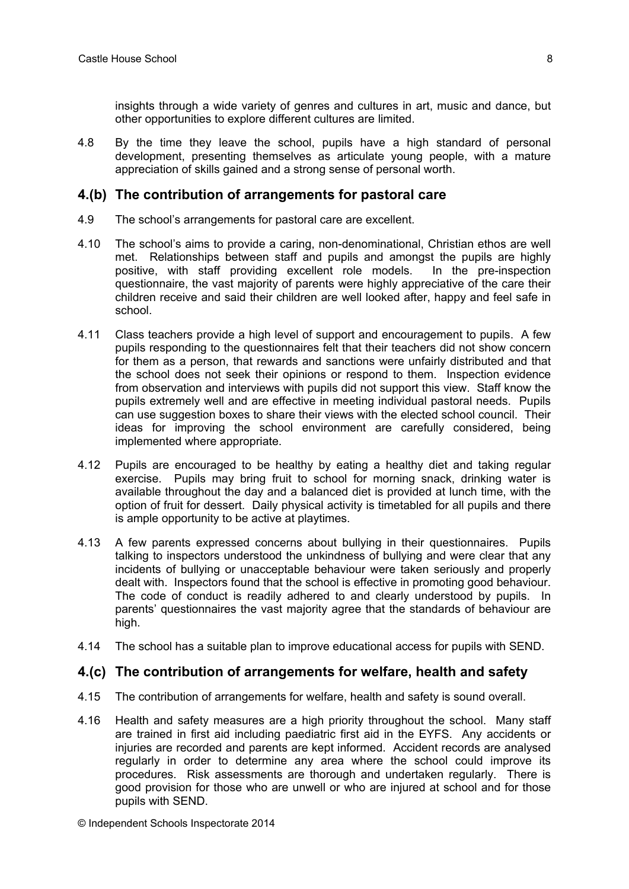insights through a wide variety of genres and cultures in art, music and dance, but other opportunities to explore different cultures are limited.

4.8 By the time they leave the school, pupils have a high standard of personal development, presenting themselves as articulate young people, with a mature appreciation of skills gained and a strong sense of personal worth.

## 4.(b) The contribution of arrangements for pastoral care

4.9 The school's arrangements for pastoral care are excellent.

4.10 The school's aims to provide a caring, non-denominational, Christian ethos are well met. Relationships between staff and pupils and amongst the pupils are highly positive, with staff providing excellent role models. In the pre-inspection questionnaire, the vast majority of parents were highly appreciative of the care their children receive and said their children are well looked after, happy and feel safe in school.

4.11 Class teachers provide a high level of support and encouragement to pupils. A few pupils responding to the questionnaires felt that their teachers did not show concern for them as a person, that rewards and sanctions were unfairly distributed and that the school does not seek their opinions or respond to them. Inspection evidence from observation and interviews with pupils did not support this view. Staff know the pupils extremely well and are effective in meeting individual pastoral needs. Pupils can use suggestion boxes to share their views with the elected school council. Their ideas for improving the school environment are carefully considered, being implemented where appropriate.

4.12 Pupils are encouraged to be healthy by eating a healthy diet and taking regular exercise. Pupils may bring fruit to school for morning snack, drinking water is available throughout the day and a balanced diet is provided at lunch time, with the option of fruit for dessert. Daily physical activity is timetabled for all pupils and there is ample opportunity to be active at playtimes.

4.13 A few parents expressed concerns about bullying in their questionnaires. Pupils talking to inspectors understood the unkindness of bullying and were clear that any incidents of bullying or unacceptable behaviour were taken seriously and properly dealt with. Inspectors found that the school is effective in promoting good behaviour. The code of conduct is readily adhered to and clearly understood by pupils. In parents' questionnaires the vast majority agree that the standards of behaviour are high.

4.14 The school has a suitable plan to improve educational access for pupils with SEND.

## 4.(c) The contribution of arrangements for welfare, health and safety

4.15 The contribution of arrangements for welfare, health and safety is sound overall.

4.16 Health and safety measures are a high priority throughout the school. Many staff are trained in first aid including paediatric first aid in the EYFS. Any accidents or injuries are recorded and parents are kept informed. Accident records are analysed regularly in order to determine any area where the school could improve its procedures. Risk assessments are thorough and undertaken regularly. There is good provision for those who are unwell or who are injured at school and for those pupils with SEND.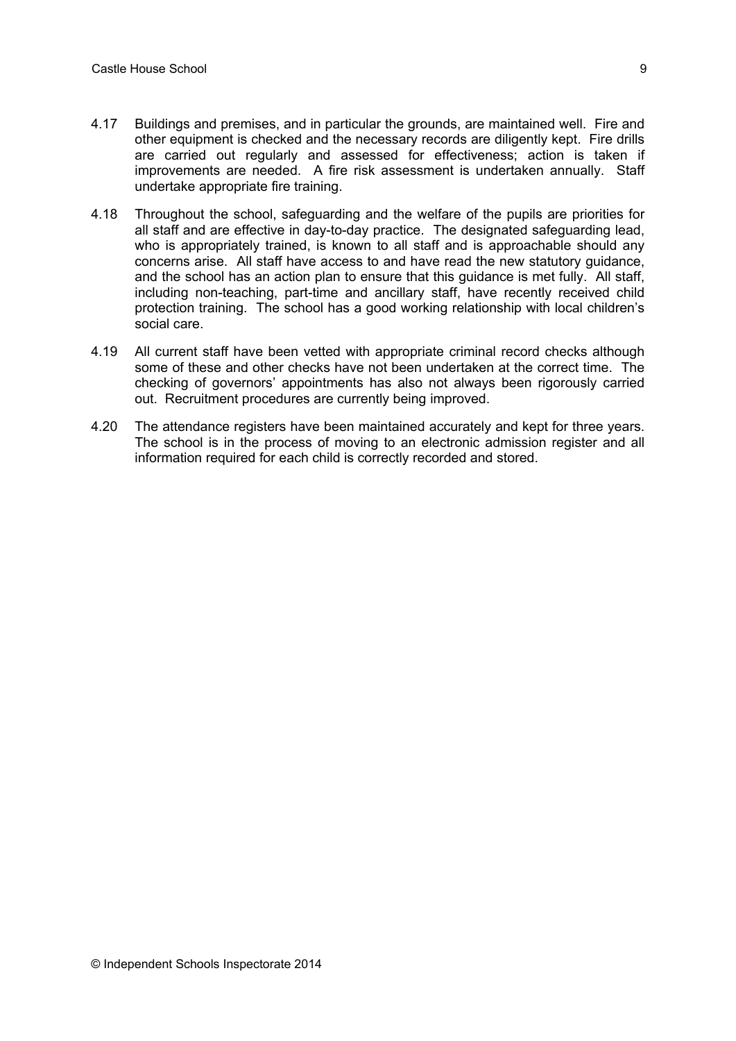4.17 Buildings and premises, and in particular the grounds, are maintained well. Fire and other equipment is checked and the necessary records are diligently kept. Fire drills are carried out regularly and assessed for effectiveness; action is taken if improvements are needed. A fire risk assessment is undertaken annually. Staff undertake appropriate fire training.

4.18 Throughout the school, safeguarding and the welfare of the pupils are priorities for all staff and are effective in day-to-day practice. The designated safeguarding lead, who is appropriately trained, is known to all staff and is approachable should any concerns arise. All staff have access to and have read the new statutory guidance, and the school has an action plan to ensure that this guidance is met fully. All staff, including non-teaching, part-time and ancillary staff, have recently received child protection training. The school has a good working relationship with local children's social care.

4.19 All current staff have been vetted with appropriate criminal record checks although some of these and other checks have not been undertaken at the correct time. The checking of governors' appointments has also not always been rigorously carried out. Recruitment procedures are currently being improved.

4.20 The attendance registers have been maintained accurately and kept for three years. The school is in the process of moving to an electronic admission register and all information required for each child is correctly recorded and stored.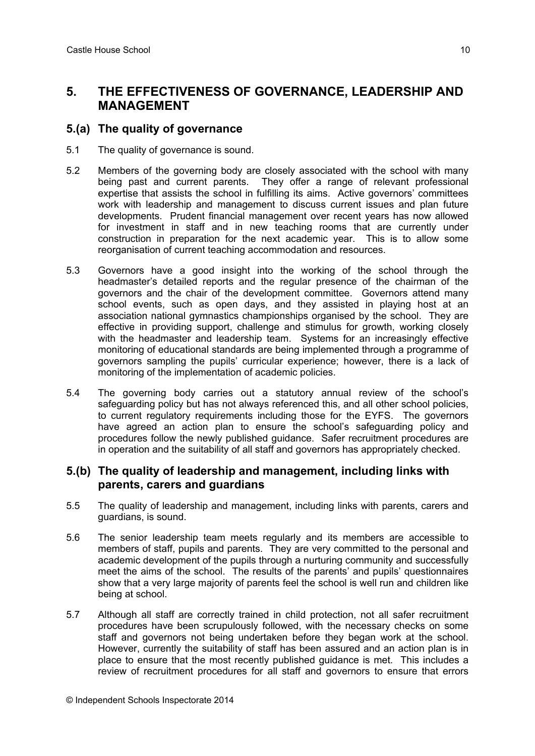## 5. THE EFFECTIVENESS OF GOVERNANCE, LEADERSHIP AND MANAGEMENT

### 5.(a) The quality of governance

5.1 The quality of governance is sound.

5.2 Members of the governing body are closely associated with the school with many being past and current parents. They offer a range of relevant professional expertise that assists the school in fulfilling its aims. Active governors' committees work with leadership and management to discuss current issues and plan future developments. Prudent financial management over recent years has now allowed for investment in staff and in new teaching rooms that are currently under construction in preparation for the next academic year. This is to allow some reorganisation of current teaching accommodation and resources.

5.3 Governors have a good insight into the working of the school through the headmaster's detailed reports and the regular presence of the chairman of the governors and the chair of the development committee. Governors attend many school events, such as open days, and they assisted in playing host at an association national gymnastics championships organised by the school. They are effective in providing support, challenge and stimulus for growth, working closely with the headmaster and leadership team. Systems for an increasingly effective monitoring of educational standards are being implemented through a programme of governors sampling the pupils' curricular experience; however, there is a lack of monitoring of the implementation of academic policies.

5.4 The governing body carries out a statutory annual review of the school's safeguarding policy but has not always referenced this, and all other school policies, to current regulatory requirements including those for the EYFS. The governors have agreed an action plan to ensure the school's safeguarding policy and procedures follow the newly published guidance. Safer recruitment procedures are in operation and the suitability of all staff and governors has appropriately checked.

### 5.(b) The quality of leadership and management, including links with parents, carers and guardians

5.5 The quality of leadership and management, including links with parents, carers and guardians, is sound.

5.6 The senior leadership team meets regularly and its members are accessible to members of staff, pupils and parents. They are very committed to the personal and academic development of the pupils through a nurturing community and successfully meet the aims of the school. The results of the parents' and pupils' questionnaires show that a very large majority of parents feel the school is well run and children like being at school.

5.7 Although all staff are correctly trained in child protection, not all safer recruitment procedures have been scrupulously followed, with the necessary checks on some staff and governors not being undertaken before they began work at the school. However, currently the suitability of staff has been assured and an action plan is in place to ensure that the most recently published guidance is met. This includes a review of recruitment procedures for all staff and governors to ensure that errors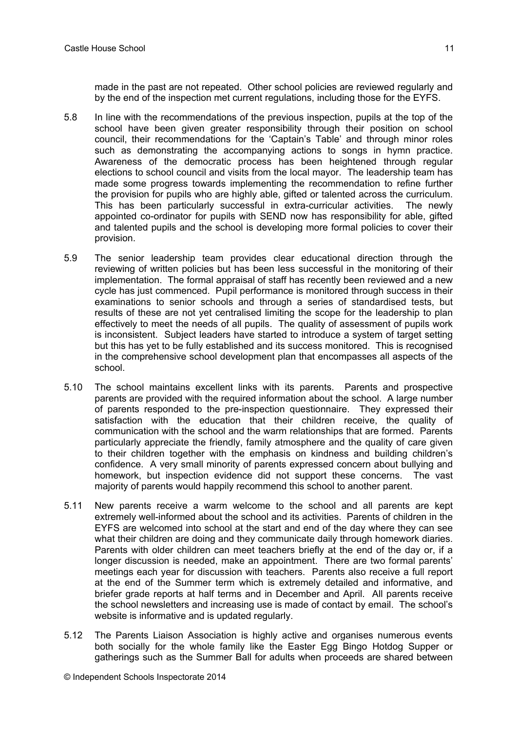made in the past are not repeated. Other school policies are reviewed regularly and by the end of the inspection met current regulations, including those for the EYFS.

5.8 In line with the recommendations of the previous inspection, pupils at the top of the school have been given greater responsibility through their position on school council, their recommendations for the 'Captain's Table' and through minor roles such as demonstrating the accompanying actions to songs in hymn practice. Awareness of the democratic process has been heightened through regular elections to school council and visits from the local mayor. The leadership team has made some progress towards implementing the recommendation to refine further the provision for pupils who are highly able, gifted or talented across the curriculum. This has been particularly successful in extra-curricular activities. The newly appointed co-ordinator for pupils with SEND now has responsibility for able, gifted and talented pupils and the school is developing more formal policies to cover their provision.

5.9 The senior leadership team provides clear educational direction through the reviewing of written policies but has been less successful in the monitoring of their implementation. The formal appraisal of staff has recently been reviewed and a new cycle has just commenced. Pupil performance is monitored through success in their examinations to senior schools and through a series of standardised tests, but results of these are not yet centralised limiting the scope for the leadership to plan effectively to meet the needs of all pupils. The quality of assessment of pupils work is inconsistent. Subject leaders have started to introduce a system of target setting but this has yet to be fully established and its success monitored. This is recognised in the comprehensive school development plan that encompasses all aspects of the school.

5.10 The school maintains excellent links with its parents. Parents and prospective parents are provided with the required information about the school. A large number of parents responded to the pre-inspection questionnaire. They expressed their satisfaction with the education that their children receive, the quality of communication with the school and the warm relationships that are formed. Parents particularly appreciate the friendly, family atmosphere and the quality of care given to their children together with the emphasis on kindness and building children's confidence. A very small minority of parents expressed concern about bullying and homework, but inspection evidence did not support these concerns. The vast majority of parents would happily recommend this school to another parent.

5.11 New parents receive a warm welcome to the school and all parents are kept extremely well-informed about the school and its activities. Parents of children in the EYFS are welcomed into school at the start and end of the day where they can see what their children are doing and they communicate daily through homework diaries. Parents with older children can meet teachers briefly at the end of the day or, if a longer discussion is needed, make an appointment. There are two formal parents' meetings each year for discussion with teachers. Parents also receive a full report at the end of the Summer term which is extremely detailed and informative, and briefer grade reports at half terms and in December and April. All parents receive the school newsletters and increasing use is made of contact by email. The school's website is informative and is updated regularly.

5.12 The Parents Liaison Association is highly active and organises numerous events both socially for the whole family like the Easter Egg Bingo Hotdog Supper or gatherings such as the Summer Ball for adults when proceeds are shared between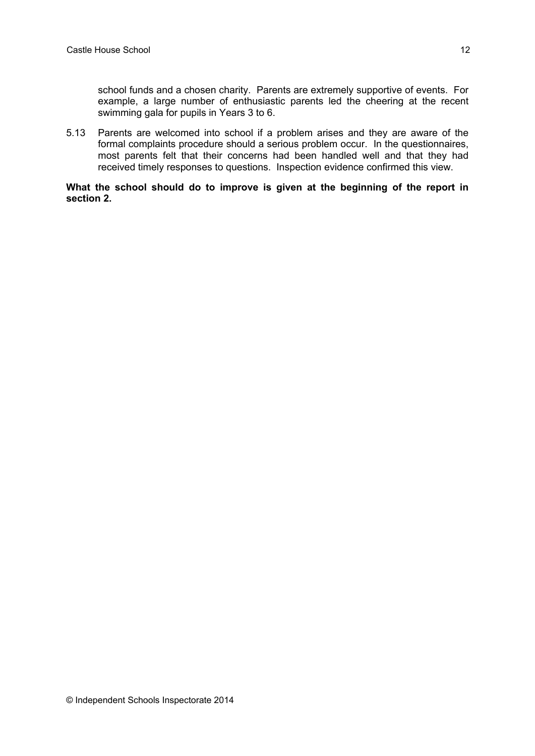school funds and a chosen charity. Parents are extremely supportive of events. For example, a large number of enthusiastic parents led the cheering at the recent swimming gala for pupils in Years 3 to 6.

5.13 Parents are welcomed into school if a problem arises and they are aware of the formal complaints procedure should a serious problem occur. In the questionnaires, most parents felt that their concerns had been handled well and that they had received timely responses to questions. Inspection evidence confirmed this view.

**What the school should do to improve is given at the beginning of the report in section 2.**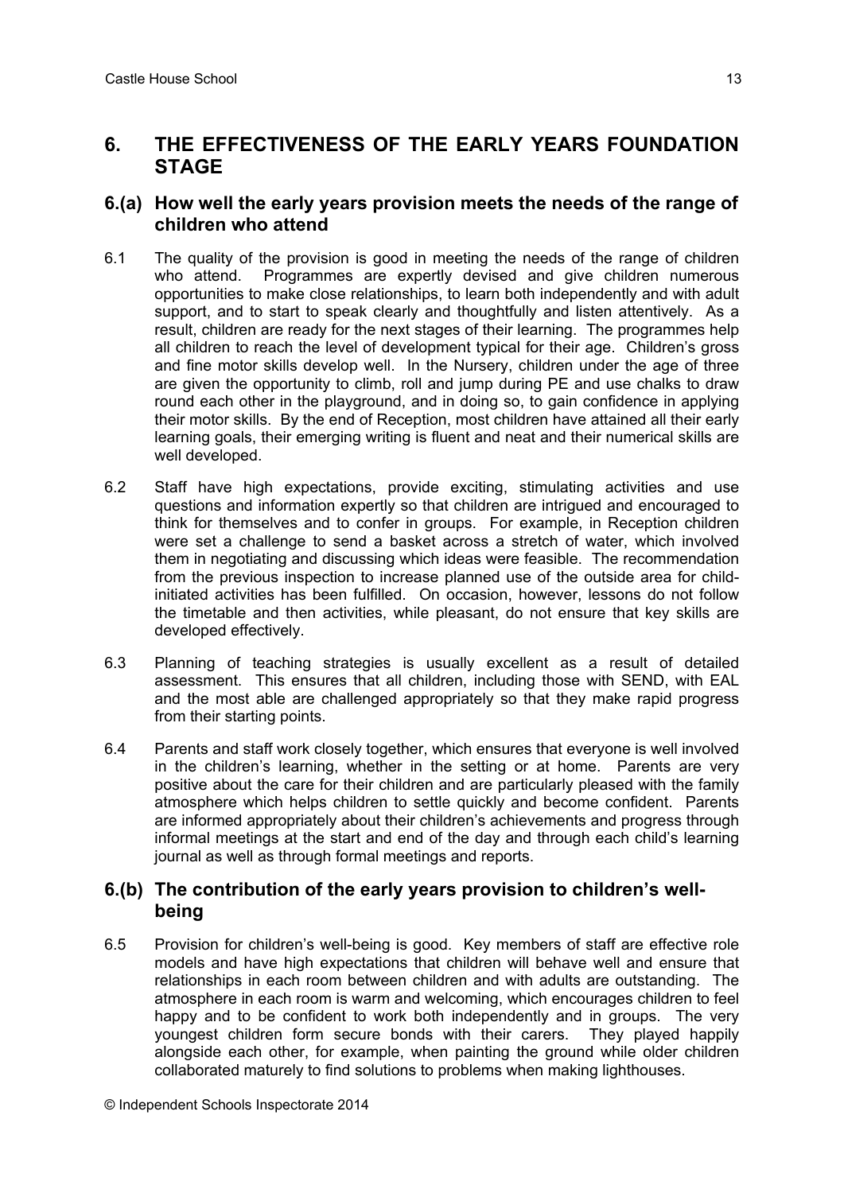## 6. THE EFFECTIVENESS OF THE EARLY YEARS FOUNDATION STAGE

### 6.(a) How well the early years provision meets the needs of the range of children who attend

6.1 The quality of the provision is good in meeting the needs of the range of children who attend. Programmes are expertly devised and give children numerous opportunities to make close relationships, to learn both independently and with adult support, and to start to speak clearly and thoughtfully and listen attentively. As a result, children are ready for the next stages of their learning. The programmes help all children to reach the level of development typical for their age. Children's gross and fine motor skills develop well. In the Nursery, children under the age of three are given the opportunity to climb, roll and jump during PE and use chalks to draw round each other in the playground, and in doing so, to gain confidence in applying their motor skills. By the end of Reception, most children have attained all their early learning goals, their emerging writing is fluent and neat and their numerical skills are well developed.

6.2 Staff have high expectations, provide exciting, stimulating activities and use questions and information expertly so that children are intrigued and encouraged to think for themselves and to confer in groups. For example, in Reception children were set a challenge to send a basket across a stretch of water, which involved them in negotiating and discussing which ideas were feasible. The recommendation from the previous inspection to increase planned use of the outside area for child-initiated activities has been fulfilled. On occasion, however, lessons do not follow the timetable and then activities, while pleasant, do not ensure that key skills are developed effectively.

6.3 Planning of teaching strategies is usually excellent as a result of detailed assessment. This ensures that all children, including those with SEND, with EAL and the most able are challenged appropriately so that they make rapid progress from their starting points.

6.4 Parents and staff work closely together, which ensures that everyone is well involved in the children's learning, whether in the setting or at home. Parents are very positive about the care for their children and are particularly pleased with the family atmosphere which helps children to settle quickly and become confident. Parents are informed appropriately about their children's achievements and progress through informal meetings at the start and end of the day and through each child's learning journal as well as through formal meetings and reports.

### 6.(b) The contribution of the early years provision to children's well-being

6.5 Provision for children's well-being is good. Key members of staff are effective role models and have high expectations that children will behave well and ensure that relationships in each room between children and with adults are outstanding. The atmosphere in each room is warm and welcoming, which encourages children to feel happy and to be confident to work both independently and in groups. The very youngest children form secure bonds with their carers. They played happily alongside each other, for example, when painting the ground while older children collaborated maturely to find solutions to problems when making lighthouses.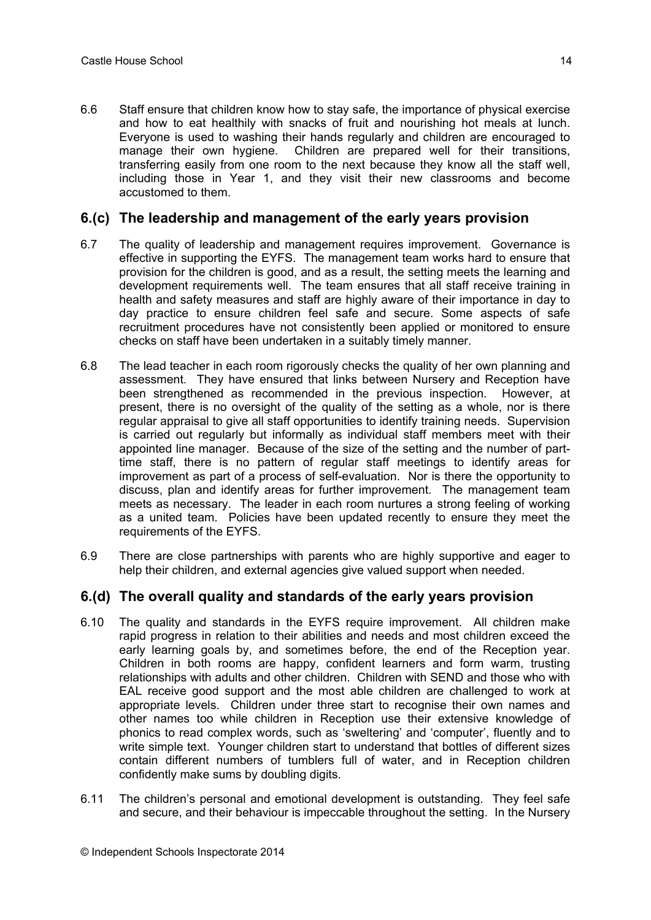6.6 Staff ensure that children know how to stay safe, the importance of physical exercise and how to eat healthily with snacks of fruit and nourishing hot meals at lunch. Everyone is used to washing their hands regularly and children are encouraged to manage their own hygiene. Children are prepared well for their transitions, transferring easily from one room to the next because they know all the staff well, including those in Year 1, and they visit their new classrooms and become accustomed to them.

## 6.(c) The leadership and management of the early years provision

6.7 The quality of leadership and management requires improvement. Governance is effective in supporting the EYFS. The management team works hard to ensure that provision for the children is good, and as a result, the setting meets the learning and development requirements well. The team ensures that all staff receive training in health and safety measures and staff are highly aware of their importance in day to day practice to ensure children feel safe and secure. Some aspects of safe recruitment procedures have not consistently been applied or monitored to ensure checks on staff have been undertaken in a suitably timely manner.

6.8 The lead teacher in each room rigorously checks the quality of her own planning and assessment. They have ensured that links between Nursery and Reception have been strengthened as recommended in the previous inspection. However, at present, there is no oversight of the quality of the setting as a whole, nor is there regular appraisal to give all staff opportunities to identify training needs. Supervision is carried out regularly but informally as individual staff members meet with their appointed line manager. Because of the size of the setting and the number of part-time staff, there is no pattern of regular staff meetings to identify areas for improvement as part of a process of self-evaluation. Nor is there the opportunity to discuss, plan and identify areas for further improvement. The management team meets as necessary. The leader in each room nurtures a strong feeling of working as a united team. Policies have been updated recently to ensure they meet the requirements of the EYFS.

6.9 There are close partnerships with parents who are highly supportive and eager to help their children, and external agencies give valued support when needed.

## 6.(d) The overall quality and standards of the early years provision

6.10 The quality and standards in the EYFS require improvement. All children make rapid progress in relation to their abilities and needs and most children exceed the early learning goals by, and sometimes before, the end of the Reception year. Children in both rooms are happy, confident learners and form warm, trusting relationships with adults and other children. Children with SEND and those who with EAL receive good support and the most able children are challenged to work at appropriate levels. Children under three start to recognise their own names and other names too while children in Reception use their extensive knowledge of phonics to read complex words, such as 'sweltering' and 'computer', fluently and to write simple text. Younger children start to understand that bottles of different sizes contain different numbers of tumblers full of water, and in Reception children confidently make sums by doubling digits.

6.11 The children's personal and emotional development is outstanding. They feel safe and secure, and their behaviour is impeccable throughout the setting. In the Nursery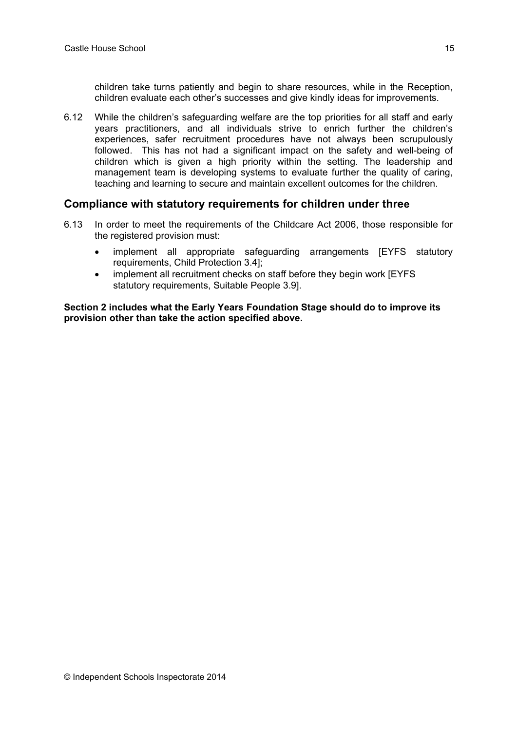children take turns patiently and begin to share resources, while in the Reception, children evaluate each other's successes and give kindly ideas for improvements.

6.12 While the children's safeguarding welfare are the top priorities for all staff and early years practitioners, and all individuals strive to enrich further the children's experiences, safer recruitment procedures have not always been scrupulously followed. This has not had a significant impact on the safety and well-being of children which is given a high priority within the setting. The leadership and management team is developing systems to evaluate further the quality of caring, teaching and learning to secure and maintain excellent outcomes for the children.

## Compliance with statutory requirements for children under three

6.13 In order to meet the requirements of the Childcare Act 2006, those responsible for the registered provision must:

- implement all appropriate safeguarding arrangements [EYFS statutory requirements, Child Protection 3.4];
- implement all recruitment checks on staff before they begin work [EYFS statutory requirements, Suitable People 3.9].

**Section 2 includes what the Early Years Foundation Stage should do to improve its provision other than take the action specified above.**